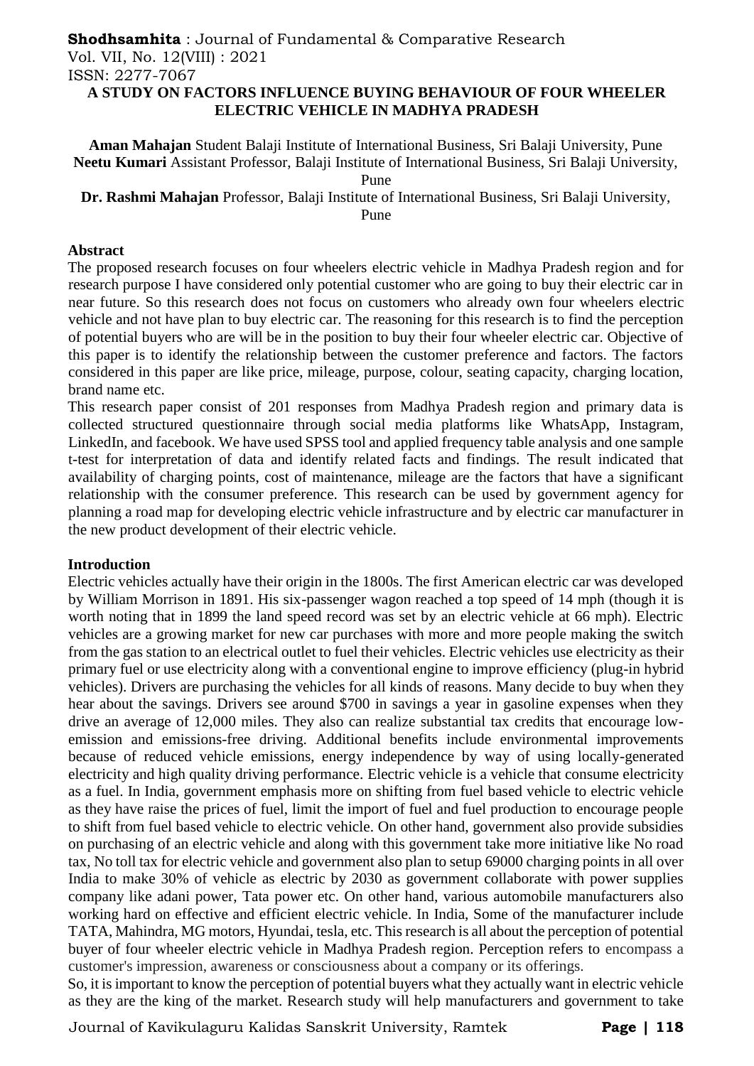# A STUDY ON FACTORS INFLUENCE BUYING BEHAVIOUR OF FOUR WHEELER ELECTRIC VEHICLE IN MADHYA PRADESH

**Aman Mahajan** Student Balaji Institute of International Business, Sri Balaji University, Pune
**Neetu Kumari** Assistant Professor, Balaji Institute of International Business, Sri Balaji University, Pune
**Dr. Rashmi Mahajan** Professor, Balaji Institute of International Business, Sri Balaji University, Pune

## Abstract

The proposed research focuses on four wheelers electric vehicle in Madhya Pradesh region and for research purpose I have considered only potential customer who are going to buy their electric car in near future. So this research does not focus on customers who already own four wheelers electric vehicle and not have plan to buy electric car. The reasoning for this research is to find the perception of potential buyers who are will be in the position to buy their four wheeler electric car. Objective of this paper is to identify the relationship between the customer preference and factors. The factors considered in this paper are like price, mileage, purpose, colour, seating capacity, charging location, brand name etc.

This research paper consist of 201 responses from Madhya Pradesh region and primary data is collected structured questionnaire through social media platforms like WhatsApp, Instagram, LinkedIn, and facebook. We have used SPSS tool and applied frequency table analysis and one sample t-test for interpretation of data and identify related facts and findings. The result indicated that availability of charging points, cost of maintenance, mileage are the factors that have a significant relationship with the consumer preference. This research can be used by government agency for planning a road map for developing electric vehicle infrastructure and by electric car manufacturer in the new product development of their electric vehicle.

## Introduction

Electric vehicles actually have their origin in the 1800s. The first American electric car was developed by William Morrison in 1891. His six-passenger wagon reached a top speed of 14 mph (though it is worth noting that in 1899 the land speed record was set by an electric vehicle at 66 mph). Electric vehicles are a growing market for new car purchases with more and more people making the switch from the gas station to an electrical outlet to fuel their vehicles. Electric vehicles use electricity as their primary fuel or use electricity along with a conventional engine to improve efficiency (plug-in hybrid vehicles). Drivers are purchasing the vehicles for all kinds of reasons. Many decide to buy when they hear about the savings. Drivers see around $700 in savings a year in gasoline expenses when they drive an average of 12,000 miles. They also can realize substantial tax credits that encourage low-emission and emissions-free driving. Additional benefits include environmental improvements because of reduced vehicle emissions, energy independence by way of using locally-generated electricity and high quality driving performance. Electric vehicle is a vehicle that consume electricity as a fuel. In India, government emphasis more on shifting from fuel based vehicle to electric vehicle as they have raise the prices of fuel, limit the import of fuel and fuel production to encourage people to shift from fuel based vehicle to electric vehicle. On other hand, government also provide subsidies on purchasing of an electric vehicle and along with this government take more initiative like No road tax, No toll tax for electric vehicle and government also plan to setup 69000 charging points in all over India to make 30% of vehicle as electric by 2030 as government collaborate with power supplies company like adani power, Tata power etc. On other hand, various automobile manufacturers also working hard on effective and efficient electric vehicle. In India, Some of the manufacturer include TATA, Mahindra, MG motors, Hyundai, tesla, etc. This research is all about the perception of potential buyer of four wheeler electric vehicle in Madhya Pradesh region. Perception refers to encompass a customer's impression, awareness or consciousness about a company or its offerings.

So, it is important to know the perception of potential buyers what they actually want in electric vehicle as they are the king of the market. Research study will help manufacturers and government to take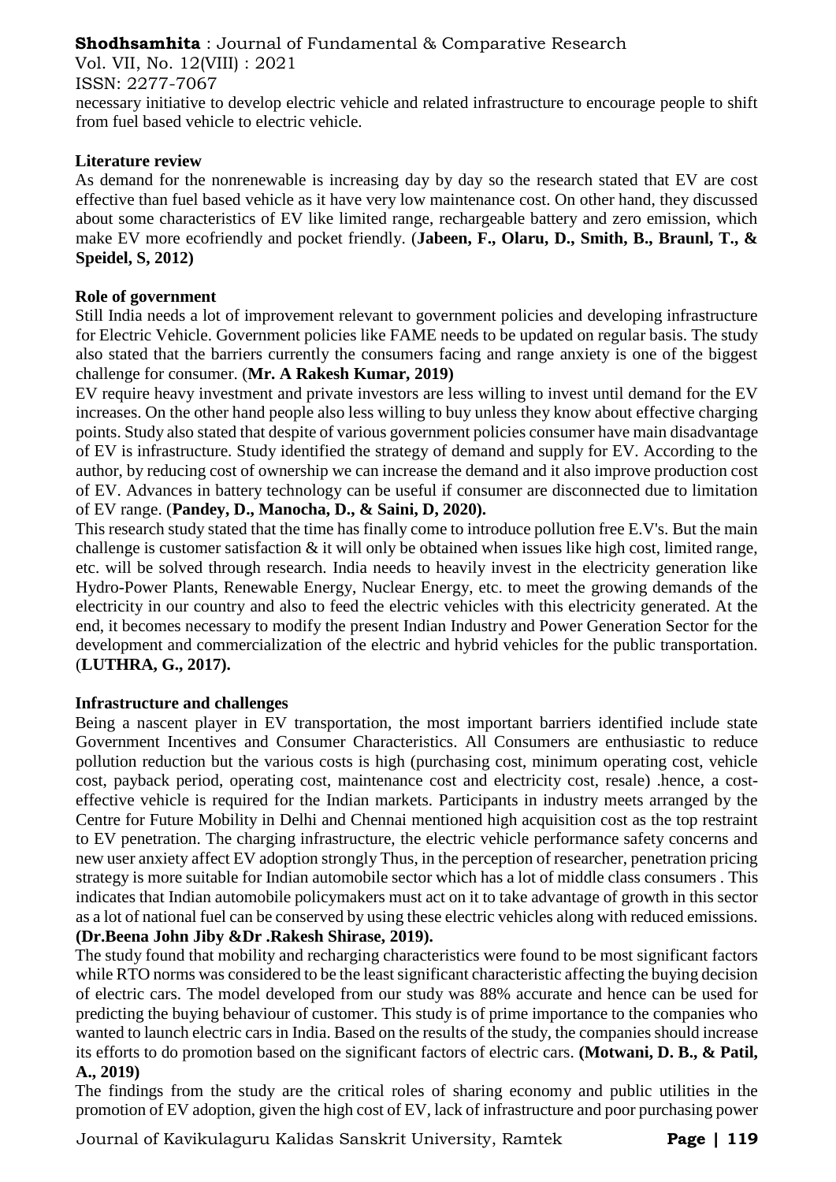necessary initiative to develop electric vehicle and related infrastructure to encourage people to shift from fuel based vehicle to electric vehicle.

## Literature review

As demand for the nonrenewable is increasing day by day so the research stated that EV are cost effective than fuel based vehicle as it have very low maintenance cost. On other hand, they discussed about some characteristics of EV like limited range, rechargeable battery and zero emission, which make EV more ecofriendly and pocket friendly. (**Jabeen, F., Olaru, D., Smith, B., Braunl, T., & Speidel, S, 2012)**

## Role of government

Still India needs a lot of improvement relevant to government policies and developing infrastructure for Electric Vehicle. Government policies like FAME needs to be updated on regular basis. The study also stated that the barriers currently the consumers facing and range anxiety is one of the biggest challenge for consumer. (**Mr. A Rakesh Kumar, 2019)**

EV require heavy investment and private investors are less willing to invest until demand for the EV increases. On the other hand people also less willing to buy unless they know about effective charging points. Study also stated that despite of various government policies consumer have main disadvantage of EV is infrastructure. Study identified the strategy of demand and supply for EV. According to the author, by reducing cost of ownership we can increase the demand and it also improve production cost of EV. Advances in battery technology can be useful if consumer are disconnected due to limitation of EV range. (**Pandey, D., Manocha, D., & Saini, D, 2020).**

This research study stated that the time has finally come to introduce pollution free E.V's. But the main challenge is customer satisfaction & it will only be obtained when issues like high cost, limited range, etc. will be solved through research. India needs to heavily invest in the electricity generation like Hydro-Power Plants, Renewable Energy, Nuclear Energy, etc. to meet the growing demands of the electricity in our country and also to feed the electric vehicles with this electricity generated. At the end, it becomes necessary to modify the present Indian Industry and Power Generation Sector for the development and commercialization of the electric and hybrid vehicles for the public transportation. (**LUTHRA, G., 2017).**

## Infrastructure and challenges

Being a nascent player in EV transportation, the most important barriers identified include state Government Incentives and Consumer Characteristics. All Consumers are enthusiastic to reduce pollution reduction but the various costs is high (purchasing cost, minimum operating cost, vehicle cost, payback period, operating cost, maintenance cost and electricity cost, resale) .hence, a cost-effective vehicle is required for the Indian markets. Participants in industry meets arranged by the Centre for Future Mobility in Delhi and Chennai mentioned high acquisition cost as the top restraint to EV penetration. The charging infrastructure, the electric vehicle performance safety concerns and new user anxiety affect EV adoption strongly Thus, in the perception of researcher, penetration pricing strategy is more suitable for Indian automobile sector which has a lot of middle class consumers . This indicates that Indian automobile policymakers must act on it to take advantage of growth in this sector as a lot of national fuel can be conserved by using these electric vehicles along with reduced emissions. **(Dr.Beena John Jiby &Dr .Rakesh Shirase, 2019).**

The study found that mobility and recharging characteristics were found to be most significant factors while RTO norms was considered to be the least significant characteristic affecting the buying decision of electric cars. The model developed from our study was 88% accurate and hence can be used for predicting the buying behaviour of customer. This study is of prime importance to the companies who wanted to launch electric cars in India. Based on the results of the study, the companies should increase its efforts to do promotion based on the significant factors of electric cars. **(Motwani, D. B., & Patil, A., 2019)**

The findings from the study are the critical roles of sharing economy and public utilities in the promotion of EV adoption, given the high cost of EV, lack of infrastructure and poor purchasing power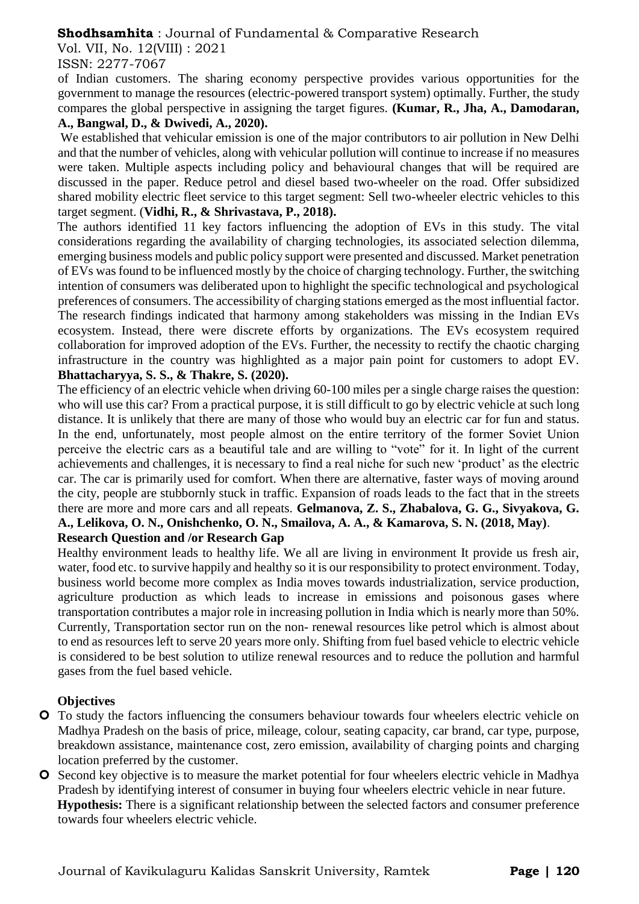of Indian customers. The sharing economy perspective provides various opportunities for the government to manage the resources (electric-powered transport system) optimally. Further, the study compares the global perspective in assigning the target figures. **(Kumar, R., Jha, A., Damodaran, A., Bangwal, D., & Dwivedi, A., 2020).**

We established that vehicular emission is one of the major contributors to air pollution in New Delhi and that the number of vehicles, along with vehicular pollution will continue to increase if no measures were taken. Multiple aspects including policy and behavioural changes that will be required are discussed in the paper. Reduce petrol and diesel based two-wheeler on the road. Offer subsidized shared mobility electric fleet service to this target segment: Sell two-wheeler electric vehicles to this target segment. (**Vidhi, R., & Shrivastava, P., 2018).**

The authors identified 11 key factors influencing the adoption of EVs in this study. The vital considerations regarding the availability of charging technologies, its associated selection dilemma, emerging business models and public policy support were presented and discussed. Market penetration of EVs was found to be influenced mostly by the choice of charging technology. Further, the switching intention of consumers was deliberated upon to highlight the specific technological and psychological preferences of consumers. The accessibility of charging stations emerged as the most influential factor. The research findings indicated that harmony among stakeholders was missing in the Indian EVs ecosystem. Instead, there were discrete efforts by organizations. The EVs ecosystem required collaboration for improved adoption of the EVs. Further, the necessity to rectify the chaotic charging infrastructure in the country was highlighted as a major pain point for customers to adopt EV. **Bhattacharyya, S. S., & Thakre, S. (2020).**

The efficiency of an electric vehicle when driving 60-100 miles per a single charge raises the question: who will use this car? From a practical purpose, it is still difficult to go by electric vehicle at such long distance. It is unlikely that there are many of those who would buy an electric car for fun and status. In the end, unfortunately, most people almost on the entire territory of the former Soviet Union perceive the electric cars as a beautiful tale and are willing to "vote" for it. In light of the current achievements and challenges, it is necessary to find a real niche for such new 'product' as the electric car. The car is primarily used for comfort. When there are alternative, faster ways of moving around the city, people are stubbornly stuck in traffic. Expansion of roads leads to the fact that in the streets there are more and more cars and all repeats. **Gelmanova, Z. S., Zhabalova, G. G., Sivyakova, G. A., Lelikova, O. N., Onishchenko, O. N., Smailova, A. A., & Kamarova, S. N. (2018, May)**.

**Research Question and /or Research Gap**

Healthy environment leads to healthy life. We all are living in environment It provide us fresh air, water, food etc. to survive happily and healthy so it is our responsibility to protect environment. Today, business world become more complex as India moves towards industrialization, service production, agriculture production as which leads to increase in emissions and poisonous gases where transportation contributes a major role in increasing pollution in India which is nearly more than 50%. Currently, Transportation sector run on the non- renewal resources like petrol which is almost about to end as resources left to serve 20 years more only. Shifting from fuel based vehicle to electric vehicle is considered to be best solution to utilize renewal resources and to reduce the pollution and harmful gases from the fuel based vehicle.

**Objectives**

- To study the factors influencing the consumers behaviour towards four wheelers electric vehicle on Madhya Pradesh on the basis of price, mileage, colour, seating capacity, car brand, car type, purpose, breakdown assistance, maintenance cost, zero emission, availability of charging points and charging location preferred by the customer.
- Second key objective is to measure the market potential for four wheelers electric vehicle in Madhya Pradesh by identifying interest of consumer in buying four wheelers electric vehicle in near future.

**Hypothesis:** There is a significant relationship between the selected factors and consumer preference towards four wheelers electric vehicle.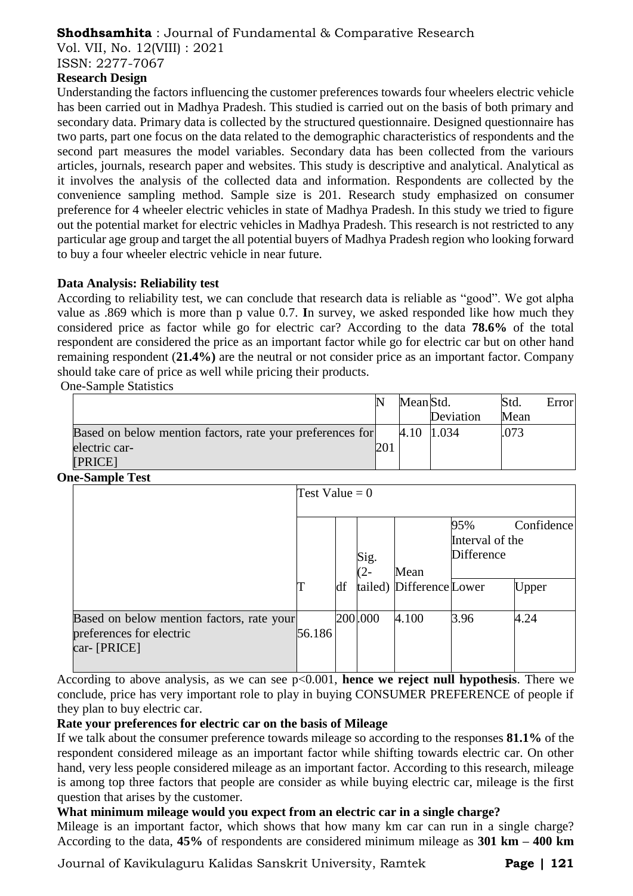**Research Design**

Understanding the factors influencing the customer preferences towards four wheelers electric vehicle has been carried out in Madhya Pradesh. This studied is carried out on the basis of both primary and secondary data. Primary data is collected by the structured questionnaire. Designed questionnaire has two parts, part one focus on the data related to the demographic characteristics of respondents and the second part measures the model variables. Secondary data has been collected from the variours articles, journals, research paper and websites. This study is descriptive and analytical. Analytical as it involves the analysis of the collected data and information. Respondents are collected by the convenience sampling method. Sample size is 201. Research study emphasized on consumer preference for 4 wheeler electric vehicles in state of Madhya Pradesh. In this study we tried to figure out the potential market for electric vehicles in Madhya Pradesh. This research is not restricted to any particular age group and target the all potential buyers of Madhya Pradesh region who looking forward to buy a four wheeler electric vehicle in near future.

**Data Analysis: Reliability test**

According to reliability test, we can conclude that research data is reliable as "good". We got alpha value as .869 which is more than p value 0.7. In survey, we asked responded like how much they considered price as factor while go for electric car? According to the data **78.6%** of the total respondent are considered the price as an important factor while go for electric car but on other hand remaining respondent (**21.4%)** are the neutral or not consider price as an important factor. Company should take care of price as well while pricing their products.

One-Sample Statistics

| | N | Mean | Std. Deviation | Std. Error Mean |
|---|---|---|---|---|
| Based on below mention factors, rate your preferences for electric car- [PRICE] | 201 | 4.10 | 1.034 | .073 |

**One-Sample Test**

| | Test Value = 0 | | | | | |
|---|---|---|---|---|---|---|
| | | | | | 95% Confidence Interval of the Difference | |
| | T | df | Sig. (2-tailed) | Mean Difference | Lower | Upper |
| Based on below mention factors, rate your preferences for electric car- [PRICE] | 56.186 | 200 | .000 | 4.100 | 3.96 | 4.24 |

According to above analysis, as we can see p<0.001, **hence we reject null hypothesis**. There we conclude, price has very important role to play in buying CONSUMER PREFERENCE of people if they plan to buy electric car.

**Rate your preferences for electric car on the basis of Mileage**

If we talk about the consumer preference towards mileage so according to the responses **81.1%** of the respondent considered mileage as an important factor while shifting towards electric car. On other hand, very less people considered mileage as an important factor. According to this research, mileage is among top three factors that people are consider as while buying electric car, mileage is the first question that arises by the customer.

**What minimum mileage would you expect from an electric car in a single charge?**

Mileage is an important factor, which shows that how many km car can run in a single charge? According to the data, **45%** of respondents are considered minimum mileage as **301 km – 400 km**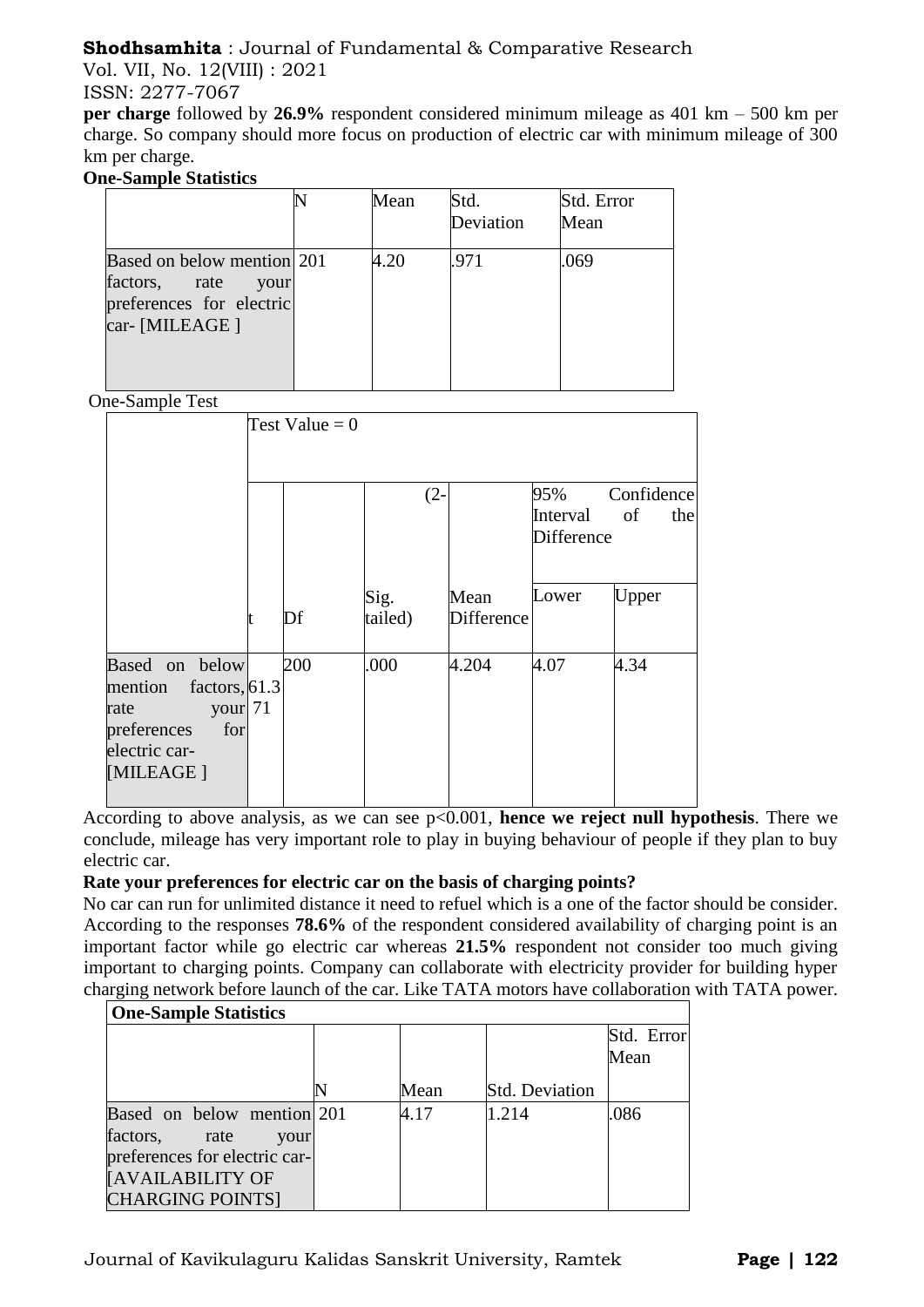**per charge** followed by **26.9%** respondent considered minimum mileage as 401 km – 500 km per charge. So company should more focus on production of electric car with minimum mileage of 300 km per charge.

**One-Sample Statistics**

| | N | Mean | Std. Deviation | Std. Error Mean |
|---|---|---|---|---|
| Based on below mention factors, rate your preferences for electric car- [MILEAGE ] | 201 | 4.20 | .971 | .069 |

One-Sample Test

| | Test Value = 0 | | | | | |
|---|---|---|---|---|---|---|
| | | | (2- | | 95% Confidence Interval of the Difference | |
| | t | Df | Sig. tailed) | Mean Difference | Lower | Upper |
| Based on below mention factors, rate your preferences for electric car- [MILEAGE ] | 61.371 | 200 | .000 | 4.204 | 4.07 | 4.34 |

According to above analysis, as we can see $p<0.001$, **hence we reject null hypothesis**. There we conclude, mileage has very important role to play in buying behaviour of people if they plan to buy electric car.

**Rate your preferences for electric car on the basis of charging points?**

No car can run for unlimited distance it need to refuel which is a one of the factor should be consider. According to the responses **78.6%** of the respondent considered availability of charging point is an important factor while go electric car whereas **21.5%** respondent not consider too much giving important to charging points. Company can collaborate with electricity provider for building hyper charging network before launch of the car. Like TATA motors have collaboration with TATA power.

**One-Sample Statistics**

| | N | Mean | Std. Deviation | Std. Error Mean |
|---|---|---|---|---|
| Based on below mention factors, rate your preferences for electric car- [AVAILABILITY OF CHARGING POINTS] | 201 | 4.17 | 1.214 | .086 |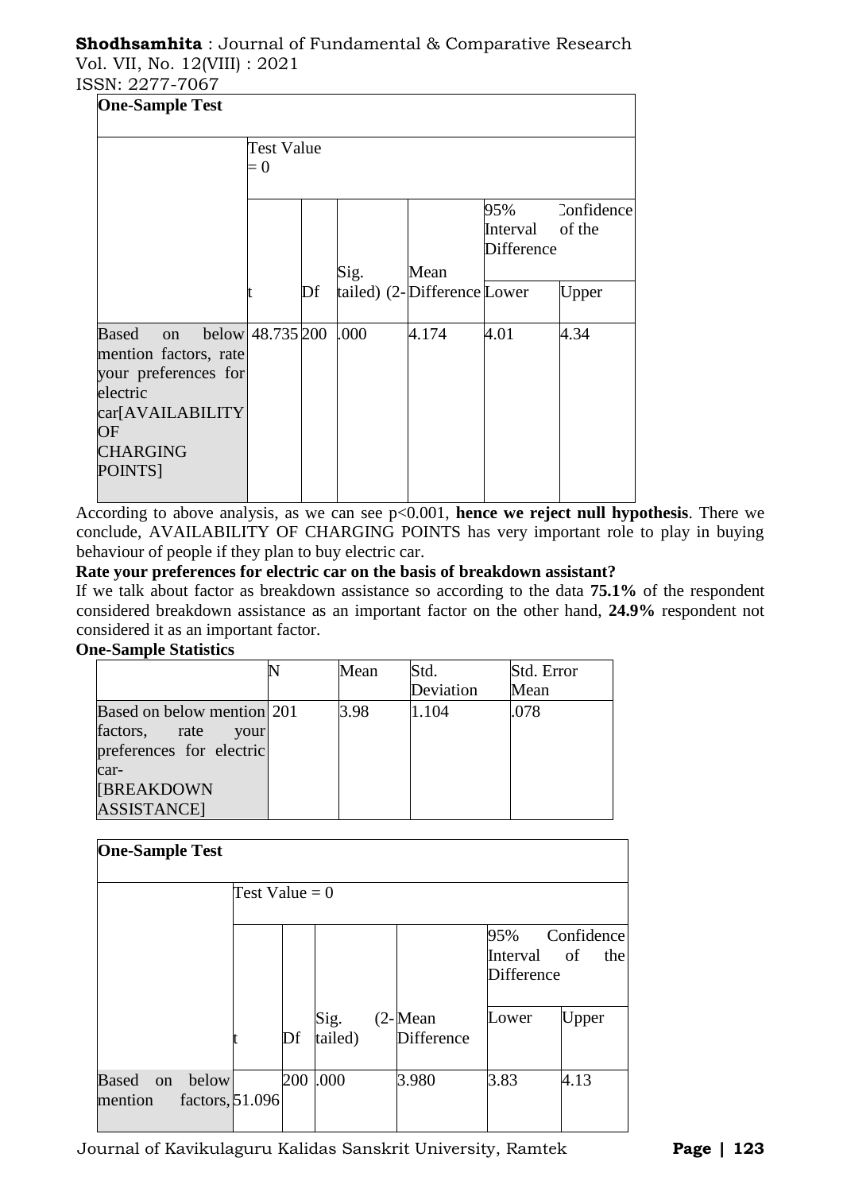**One-Sample Test**

| | Test Value = 0 | | | | | |
|---|---|---|---|---|---|---|
| | | | | | 95% Confidence Interval of the Difference | |
| | t | Df | Sig. (2-tailed) | Mean Difference | Lower | Upper |
| Based on below mention factors, rate your preferences for electric car[AVAILABILITY OF CHARGING POINTS] | 48.735 | 200 | .000 | 4.174 | 4.01 | 4.34 |

According to above analysis, as we can see p<0.001, **hence we reject null hypothesis**. There we conclude, AVAILABILITY OF CHARGING POINTS has very important role to play in buying behaviour of people if they plan to buy electric car.

**Rate your preferences for electric car on the basis of breakdown assistant?**

If we talk about factor as breakdown assistance so according to the data **75.1%** of the respondent considered breakdown assistance as an important factor on the other hand, **24.9%** respondent not considered it as an important factor.

**One-Sample Statistics**

| | N | Mean | Std. Deviation | Std. Error Mean |
|---|---|---|---|---|
| Based on below mention factors, rate your preferences for electric car-[BREAKDOWN ASSISTANCE] | 201 | 3.98 | 1.104 | .078 |

**One-Sample Test**

| | Test Value = 0 | | | | | |
|---|---|---|---|---|---|---|
| | | | | | 95% Confidence Interval of the Difference | |
| | t | Df | Sig. (2-tailed) | Mean Difference | Lower | Upper |
| Based on below mention factors, | 51.096 | 200 | .000 | 3.980 | 3.83 | 4.13 |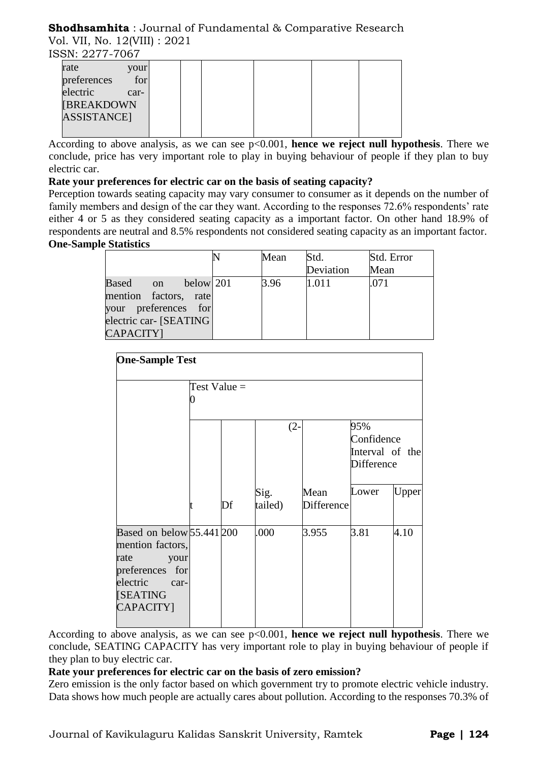| rate your preferences for electric car- [BREAKDOWN ASSISTANCE] | | | | | |
|---|---|---|---|---|---|

According to above analysis, as we can see $p<0.001$, **hence we reject null hypothesis**. There we conclude, price has very important role to play in buying behaviour of people if they plan to buy electric car.

**Rate your preferences for electric car on the basis of seating capacity?**

Perception towards seating capacity may vary consumer to consumer as it depends on the number of family members and design of the car they want. According to the responses 72.6% respondents' rate either 4 or 5 as they considered seating capacity as a important factor. On other hand 18.9% of respondents are neutral and 8.5% respondents not considered seating capacity as an important factor.

**One-Sample Statistics**

| | N | Mean | Std. Deviation | Std. Error Mean |
|---|---|---|---|---|
| Based on below mention factors, rate your preferences for electric car- [SEATING CAPACITY] | 201 | 3.96 | 1.011 | .071 |

| **One-Sample Test** | | | | | | |
|---|---|---|---|---|---|---|
| | Test Value = 0 | | | | | |
| | | | (2- | | 95% Confidence Interval of the Difference | |
| | t | Df | Sig. tailed) | Mean Difference | Lower | Upper |
| Based on below mention factors, rate your preferences for electric car- [SEATING CAPACITY] | 55.441 | 200 | .000 | 3.955 | 3.81 | 4.10 |

According to above analysis, as we can see $p<0.001$, **hence we reject null hypothesis**. There we conclude, SEATING CAPACITY has very important role to play in buying behaviour of people if they plan to buy electric car.

**Rate your preferences for electric car on the basis of zero emission?**

Zero emission is the only factor based on which government try to promote electric vehicle industry. Data shows how much people are actually cares about pollution. According to the responses 70.3% of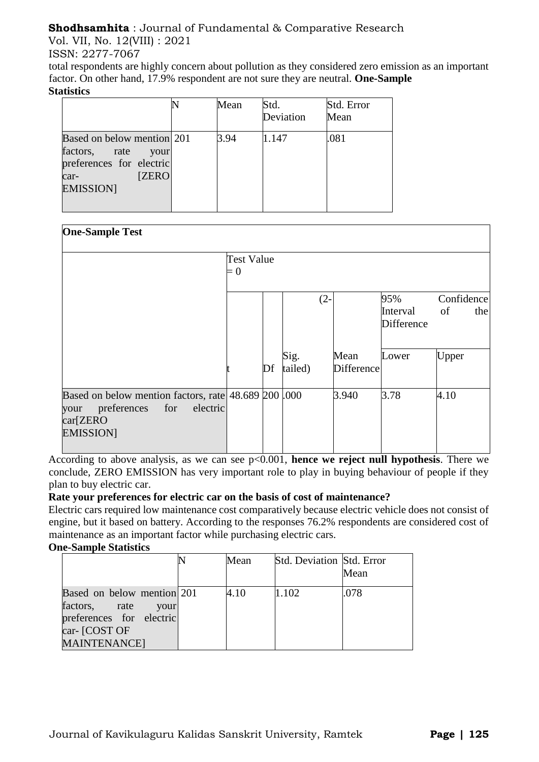total respondents are highly concern about pollution as they considered zero emission as an important factor. On other hand, 17.9% respondent are not sure they are neutral. **One-Sample Statistics**

| | N | Mean | Std. Deviation | Std. Error Mean |
|---|---|---|---|---|
| Based on below mention factors, rate your preferences for electric car- [ZERO EMISSION] | 201 | 3.94 | 1.147 | .081 |

| One-Sample Test | | | | | | |
|---|---|---|---|---|---|---|
| | Test Value = 0 | | | | | |
| | | | | | 95% Confidence Interval of the Difference | |
| | t | Df | Sig. (2-tailed) | Mean Difference | Lower | Upper |
| Based on below mention factors, rate your preferences for electric car[ZERO EMISSION] | 48.689 | 200 | .000 | 3.940 | 3.78 | 4.10 |

According to above analysis, as we can see $p<0.001$, **hence we reject null hypothesis**. There we conclude, ZERO EMISSION has very important role to play in buying behaviour of people if they plan to buy electric car.

**Rate your preferences for electric car on the basis of cost of maintenance?**

Electric cars required low maintenance cost comparatively because electric vehicle does not consist of engine, but it based on battery. According to the responses 76.2% respondents are considered cost of maintenance as an important factor while purchasing electric cars.

**One-Sample Statistics**

| | N | Mean | Std. Deviation | Std. Error Mean |
|---|---|---|---|---|
| Based on below mention factors, rate your preferences for electric car- [COST OF MAINTENANCE] | 201 | 4.10 | 1.102 | .078 |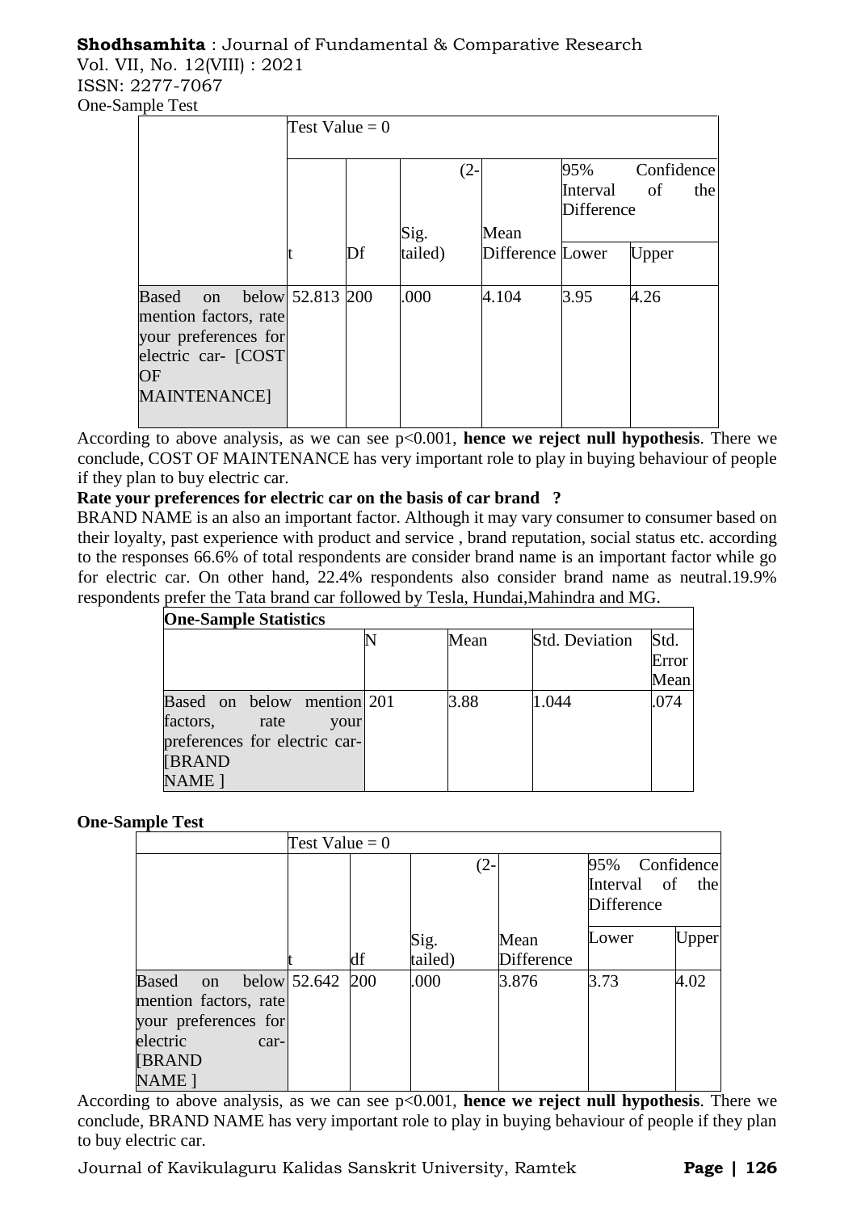One-Sample Test

| | Test Value = 0 | | | | | |
|---|---|---|---|---|---|---|
| | | | | | 95% Confidence Interval of the Difference | |
| | t | Df | Sig. (2-tailed) | Mean Difference | Lower | Upper |
| Based on below mention factors, rate your preferences for electric car- [COST OF MAINTENANCE] | 52.813 | 200 | .000 | 4.104 | 3.95 | 4.26 |

According to above analysis, as we can see $p<0.001$, **hence we reject null hypothesis**. There we conclude, COST OF MAINTENANCE has very important role to play in buying behaviour of people if they plan to buy electric car.

**Rate your preferences for electric car on the basis of car brand ?**

BRAND NAME is an also an important factor. Although it may vary consumer to consumer based on their loyalty, past experience with product and service , brand reputation, social status etc. according to the responses 66.6% of total respondents are consider brand name is an important factor while go for electric car. On other hand, 22.4% respondents also consider brand name as neutral.19.9% respondents prefer the Tata brand car followed by Tesla, Hundai,Mahindra and MG.

**One-Sample Statistics**

| | N | Mean | Std. Deviation | Std. Error Mean |
|---|---|---|---|---|
| Based on below mention factors, rate your preferences for electric car- [BRAND NAME ] | 201 | 3.88 | 1.044 | .074 |

**One-Sample Test**

| | Test Value = 0 | | | | | |
|---|---|---|---|---|---|---|
| | | | | | 95% Confidence Interval of the Difference | |
| | t | df | Sig. (2-tailed) | Mean Difference | Lower | Upper |
| Based on below mention factors, rate your preferences for electric car- [BRAND NAME ] | 52.642 | 200 | .000 | 3.876 | 3.73 | 4.02 |

According to above analysis, as we can see $p<0.001$, **hence we reject null hypothesis**. There we conclude, BRAND NAME has very important role to play in buying behaviour of people if they plan to buy electric car.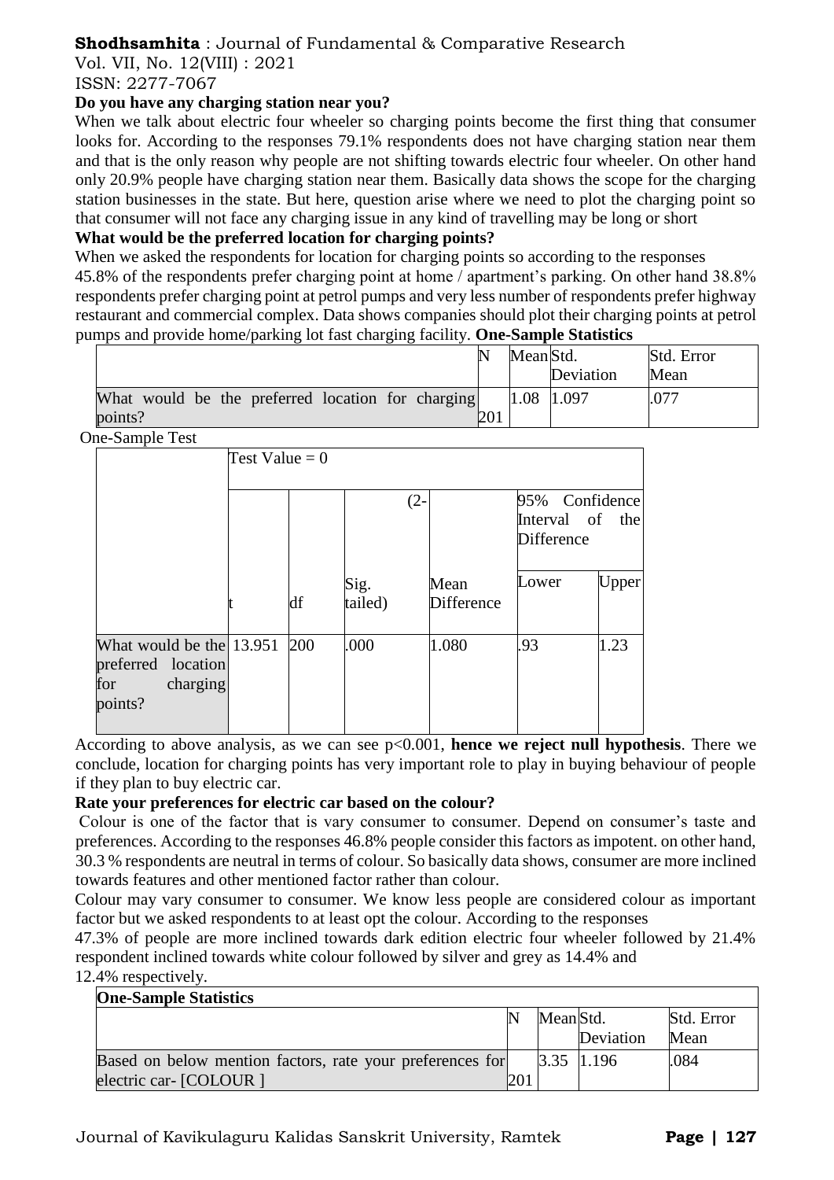**Do you have any charging station near you?**

When we talk about electric four wheeler so charging points become the first thing that consumer looks for. According to the responses 79.1% respondents does not have charging station near them and that is the only reason why people are not shifting towards electric four wheeler. On other hand only 20.9% people have charging station near them. Basically data shows the scope for the charging station businesses in the state. But here, question arise where we need to plot the charging point so that consumer will not face any charging issue in any kind of travelling may be long or short

**What would be the preferred location for charging points?**

When we asked the respondents for location for charging points so according to the responses 45.8% of the respondents prefer charging point at home / apartment's parking. On other hand 38.8% respondents prefer charging point at petrol pumps and very less number of respondents prefer highway restaurant and commercial complex. Data shows companies should plot their charging points at petrol pumps and provide home/parking lot fast charging facility. **One-Sample Statistics**

| | N | Mean | Std. Deviation | Std. Error Mean |
|---|---|---|---|---|
| What would be the preferred location for charging points? | 201 | 1.08 | 1.097 | .077 |

One-Sample Test

| | Test Value = 0 | | | | | |
|---|---|---|---|---|---|---|
| | | | | | 95% Confidence Interval of the Difference | |
| | t | df | Sig. (2-tailed) | Mean Difference | Lower | Upper |
| What would be the preferred location for charging points? | 13.951 | 200 | .000 | 1.080 | .93 | 1.23 |

According to above analysis, as we can see $p<0.001$, **hence we reject null hypothesis**. There we conclude, location for charging points has very important role to play in buying behaviour of people if they plan to buy electric car.

**Rate your preferences for electric car based on the colour?**

Colour is one of the factor that is vary consumer to consumer. Depend on consumer's taste and preferences. According to the responses 46.8% people consider this factors as impotent. on other hand, 30.3 % respondents are neutral in terms of colour. So basically data shows, consumer are more inclined towards features and other mentioned factor rather than colour.

Colour may vary consumer to consumer. We know less people are considered colour as important factor but we asked respondents to at least opt the colour. According to the responses 47.3% of people are more inclined towards dark edition electric four wheeler followed by 21.4% respondent inclined towards white colour followed by silver and grey as 14.4% and 12.4% respectively.

**One-Sample Statistics**

| | N | Mean | Std. Deviation | Std. Error Mean |
|---|---|---|---|---|
| Based on below mention factors, rate your preferences for electric car- [COLOUR ] | 201 | 3.35 | 1.196 | .084 |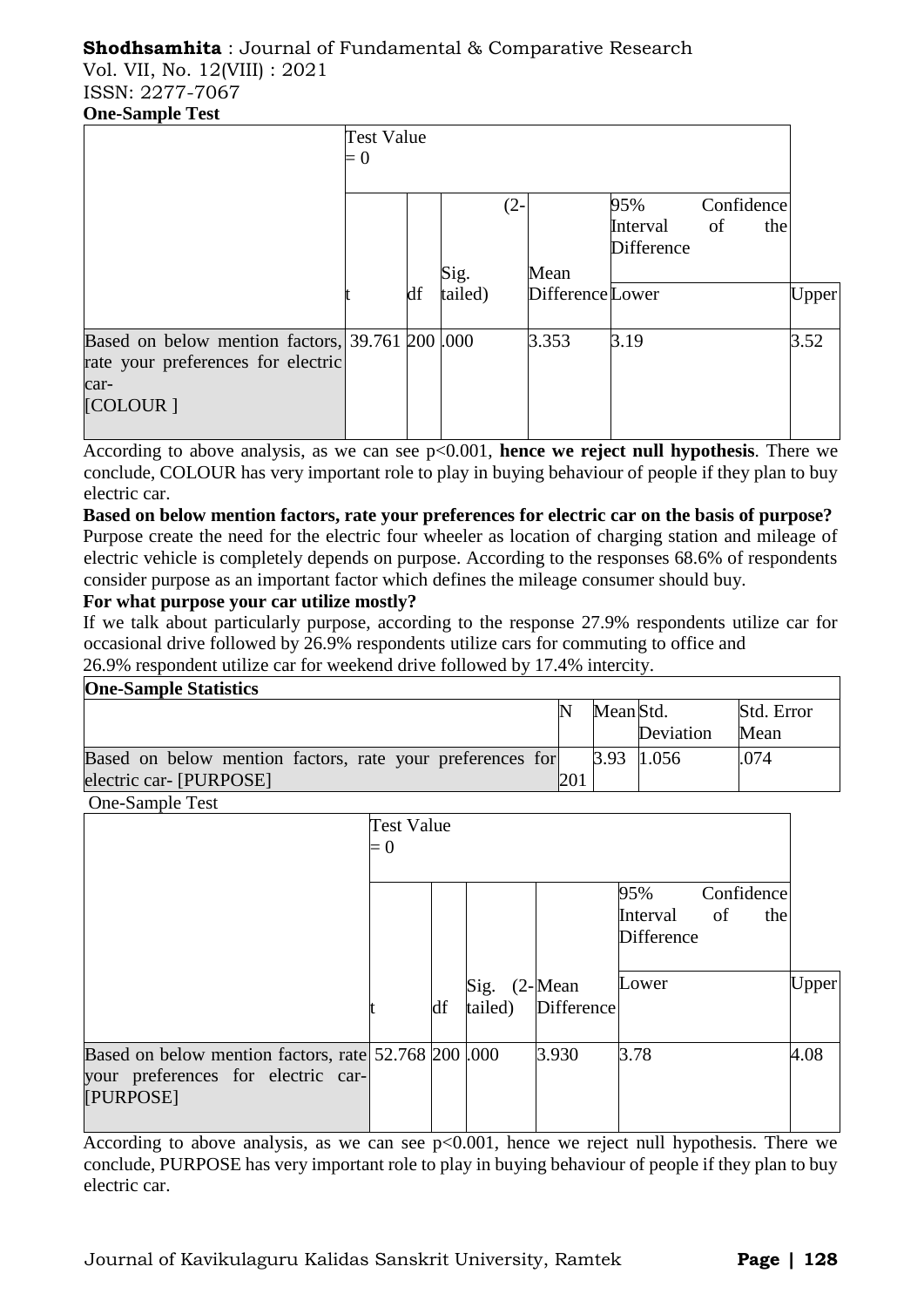**One-Sample Test**

| | Test Value = 0 | | | | | |
|---|---|---|---|---|---|---|
| | | | | | 95% Confidence Interval of the Difference | |
| | t | df | Sig. (2-tailed) | Mean Difference | Lower | Upper |
| Based on below mention factors, rate your preferences for electric car- [COLOUR ] | 39.761 | 200 | .000 | 3.353 | 3.19 | 3.52 |

According to above analysis, as we can see $p<0.001$, **hence we reject null hypothesis**. There we conclude, COLOUR has very important role to play in buying behaviour of people if they plan to buy electric car.

**Based on below mention factors, rate your preferences for electric car on the basis of purpose?**

Purpose create the need for the electric four wheeler as location of charging station and mileage of electric vehicle is completely depends on purpose. According to the responses 68.6% of respondents consider purpose as an important factor which defines the mileage consumer should buy.

**For what purpose your car utilize mostly?**

If we talk about particularly purpose, according to the response 27.9% respondents utilize car for occasional drive followed by 26.9% respondents utilize cars for commuting to office and 26.9% respondent utilize car for weekend drive followed by 17.4% intercity.

**One-Sample Statistics**

| | N | Mean | Std. Deviation | Std. Error Mean |
|---|---|---|---|---|
| Based on below mention factors, rate your preferences for electric car- [PURPOSE] | 201 | 3.93 | 1.056 | .074 |

One-Sample Test

| | Test Value = 0 | | | | | |
|---|---|---|---|---|---|---|
| | | | | | 95% Confidence Interval of the Difference | |
| | t | df | Sig. (2-tailed) | Mean Difference | Lower | Upper |
| Based on below mention factors, rate your preferences for electric car- [PURPOSE] | 52.768 | 200 | .000 | 3.930 | 3.78 | 4.08 |

According to above analysis, as we can see $p<0.001$, hence we reject null hypothesis. There we conclude, PURPOSE has very important role to play in buying behaviour of people if they plan to buy electric car.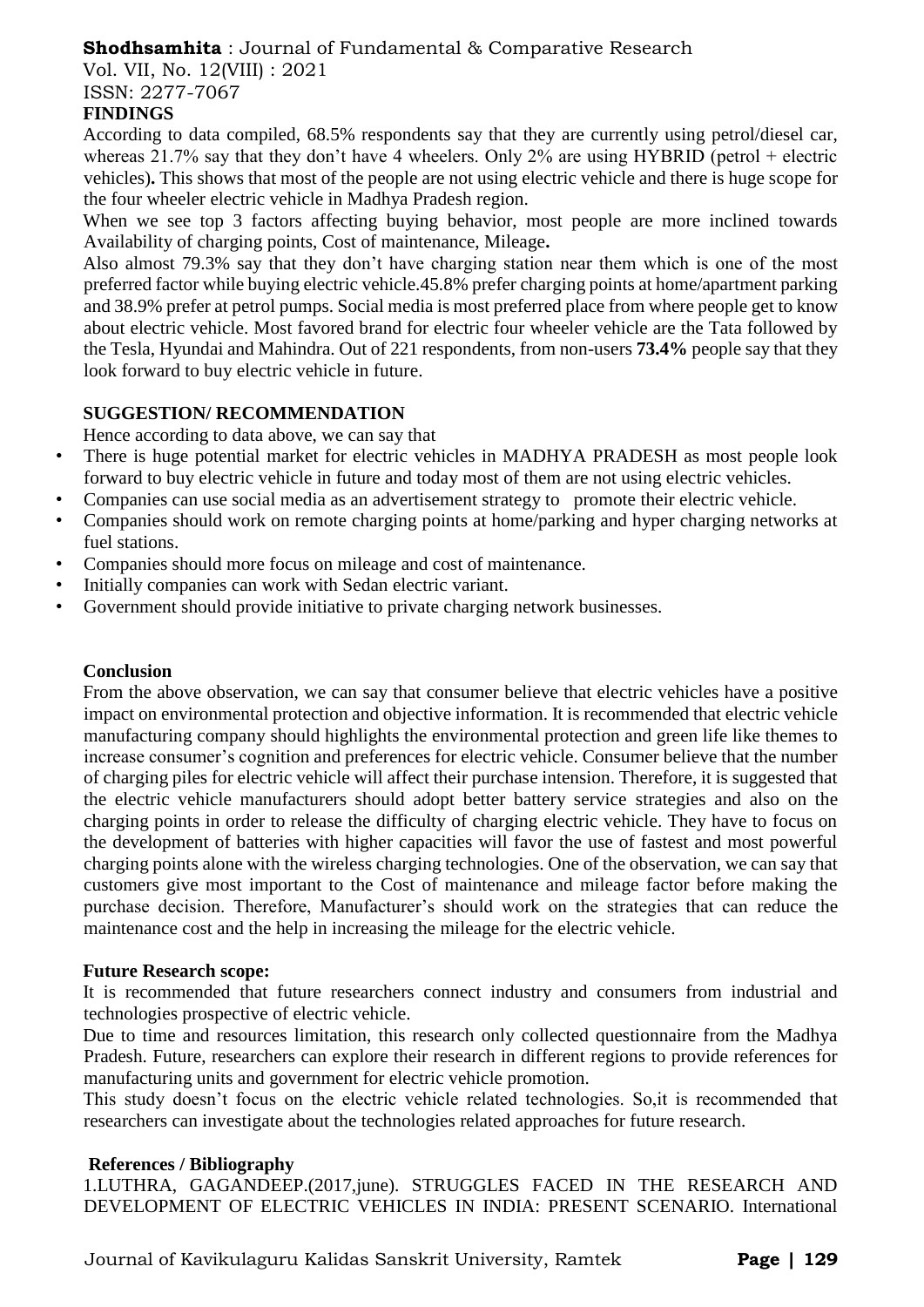## FINDINGS

According to data compiled, 68.5% respondents say that they are currently using petrol/diesel car, whereas 21.7% say that they don't have 4 wheelers. Only 2% are using HYBRID (petrol + electric vehicles)**.** This shows that most of the people are not using electric vehicle and there is huge scope for the four wheeler electric vehicle in Madhya Pradesh region.

When we see top 3 factors affecting buying behavior, most people are more inclined towards Availability of charging points, Cost of maintenance, Mileage**.**

Also almost 79.3% say that they don't have charging station near them which is one of the most preferred factor while buying electric vehicle.45.8% prefer charging points at home/apartment parking and 38.9% prefer at petrol pumps. Social media is most preferred place from where people get to know about electric vehicle. Most favored brand for electric four wheeler vehicle are the Tata followed by the Tesla, Hyundai and Mahindra. Out of 221 respondents, from non-users **73.4%** people say that they look forward to buy electric vehicle in future.

## SUGGESTION/ RECOMMENDATION

Hence according to data above, we can say that

- There is huge potential market for electric vehicles in MADHYA PRADESH as most people look forward to buy electric vehicle in future and today most of them are not using electric vehicles.
- Companies can use social media as an advertisement strategy to promote their electric vehicle.
- Companies should work on remote charging points at home/parking and hyper charging networks at fuel stations.
- Companies should more focus on mileage and cost of maintenance.
- Initially companies can work with Sedan electric variant.
- Government should provide initiative to private charging network businesses.

## Conclusion

From the above observation, we can say that consumer believe that electric vehicles have a positive impact on environmental protection and objective information. It is recommended that electric vehicle manufacturing company should highlights the environmental protection and green life like themes to increase consumer's cognition and preferences for electric vehicle. Consumer believe that the number of charging piles for electric vehicle will affect their purchase intension. Therefore, it is suggested that the electric vehicle manufacturers should adopt better battery service strategies and also on the charging points in order to release the difficulty of charging electric vehicle. They have to focus on the development of batteries with higher capacities will favor the use of fastest and most powerful charging points alone with the wireless charging technologies. One of the observation, we can say that customers give most important to the Cost of maintenance and mileage factor before making the purchase decision. Therefore, Manufacturer's should work on the strategies that can reduce the maintenance cost and the help in increasing the mileage for the electric vehicle.

## Future Research scope:

It is recommended that future researchers connect industry and consumers from industrial and technologies prospective of electric vehicle.

Due to time and resources limitation, this research only collected questionnaire from the Madhya Pradesh. Future, researchers can explore their research in different regions to provide references for manufacturing units and government for electric vehicle promotion.

This study doesn't focus on the electric vehicle related technologies. So,it is recommended that researchers can investigate about the technologies related approaches for future research.

## References / Bibliography

1.LUTHRA, GAGANDEEP.(2017,june). STRUGGLES FACED IN THE RESEARCH AND DEVELOPMENT OF ELECTRIC VEHICLES IN INDIA: PRESENT SCENARIO. International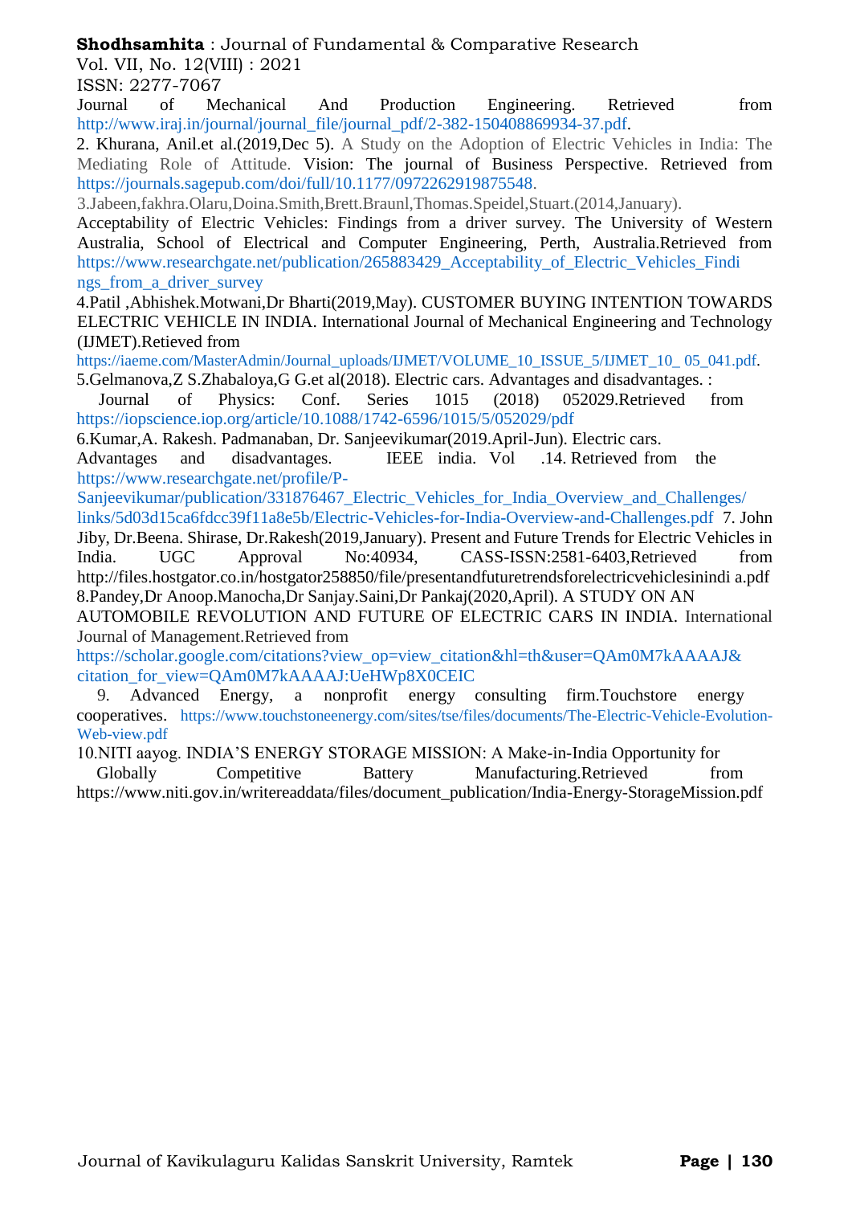Journal of Mechanical And Production Engineering. Retrieved from http://www.iraj.in/journal/journal_file/journal_pdf/2-382-150408869934-37.pdf.

2. Khurana, Anil.et al.(2019,Dec 5). A Study on the Adoption of Electric Vehicles in India: The Mediating Role of Attitude. Vision: The journal of Business Perspective. Retrieved from https://journals.sagepub.com/doi/full/10.1177/0972262919875548.

3.Jabeen,fakhra.Olaru,Doina.Smith,Brett.Braunl,Thomas.Speidel,Stuart.(2014,January). Acceptability of Electric Vehicles: Findings from a driver survey. The University of Western Australia, School of Electrical and Computer Engineering, Perth, Australia.Retrieved from https://www.researchgate.net/publication/265883429_Acceptability_of_Electric_Vehicles_Findings_from_a_driver_survey

4.Patil ,Abhishek.Motwani,Dr Bharti(2019,May). CUSTOMER BUYING INTENTION TOWARDS ELECTRIC VEHICLE IN INDIA. International Journal of Mechanical Engineering and Technology (IJMET).Retieved from https://iaeme.com/MasterAdmin/Journal_uploads/IJMET/VOLUME_10_ISSUE_5/IJMET_10_05_041.pdf.

5.Gelmanova,Z S.Zhabaloya,G G.et al(2018). Electric cars. Advantages and disadvantages. : Journal of Physics: Conf. Series 1015 (2018) 052029.Retrieved from https://iopscience.iop.org/article/10.1088/1742-6596/1015/5/052029/pdf

6.Kumar,A. Rakesh. Padmanaban, Dr. Sanjeevikumar(2019.April-Jun). Electric cars. Advantages and disadvantages. IEEE india. Vol .14. Retrieved from the https://www.researchgate.net/profile/P-Sanjeevikumar/publication/331876467_Electric_Vehicles_for_India_Overview_and_Challenges/links/5d03d15ca6fdcc39f11a8e5b/Electric-Vehicles-for-India-Overview-and-Challenges.pdf

7. John Jiby, Dr.Beena. Shirase, Dr.Rakesh(2019,January). Present and Future Trends for Electric Vehicles in India. UGC Approval No:40934, CASS-ISSN:2581-6403,Retrieved from http://files.hostgator.co.in/hostgator258850/file/presentandfuturetrendsforelectricvehiclesinindi a.pdf

8.Pandey,Dr Anoop.Manocha,Dr Sanjay.Saini,Dr Pankaj(2020,April). A STUDY ON AN AUTOMOBILE REVOLUTION AND FUTURE OF ELECTRIC CARS IN INDIA. International Journal of Management.Retrieved from https://scholar.google.com/citations?view_op=view_citation&hl=th&user=QAm0M7kAAAAJ&citation_for_view=QAm0M7kAAAAJ:UeHWp8X0CEIC

9. Advanced Energy, a nonprofit energy consulting firm.Touchstore energy cooperatives. https://www.touchstoneenergy.com/sites/tse/files/documents/The-Electric-Vehicle-Evolution-Web-view.pdf

10.NITI aayog. INDIA'S ENERGY STORAGE MISSION: A Make-in-India Opportunity for Globally Competitive Battery Manufacturing.Retrieved from https://www.niti.gov.in/writereaddata/files/document_publication/India-Energy-StorageMission.pdf